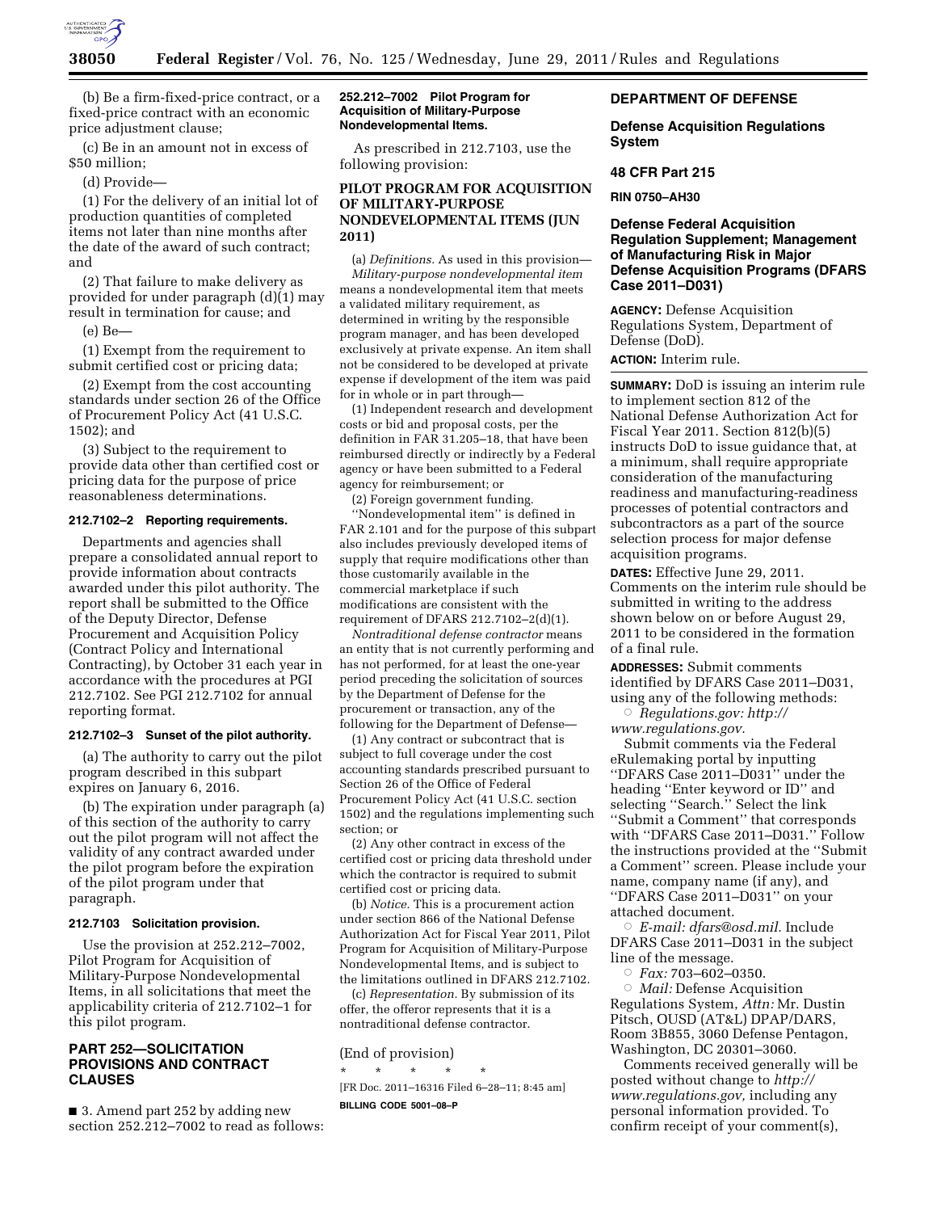(b) Be a firm-fixed-price contract, or a fixed-price contract with an economic price adjustment clause;

(c) Be in an amount not in excess of $50 million;

(d) Provide—

(1) For the delivery of an initial lot of production quantities of completed items not later than nine months after the date of the award of such contract; and

(2) That failure to make delivery as provided for under paragraph (d)(1) may result in termination for cause; and

(e) Be—

(1) Exempt from the requirement to submit certified cost or pricing data;

(2) Exempt from the cost accounting standards under section 26 of the Office of Procurement Policy Act (41 U.S.C. 1502); and

(3) Subject to the requirement to provide data other than certified cost or pricing data for the purpose of price reasonableness determinations.

#### 212.7102–2 Reporting requirements.

Departments and agencies shall prepare a consolidated annual report to provide information about contracts awarded under this pilot authority. The report shall be submitted to the Office of the Deputy Director, Defense Procurement and Acquisition Policy (Contract Policy and International Contracting), by October 31 each year in accordance with the procedures at PGI 212.7102. See PGI 212.7102 for annual reporting format.

#### 212.7102–3 Sunset of the pilot authority.

(a) The authority to carry out the pilot program described in this subpart expires on January 6, 2016.

(b) The expiration under paragraph (a) of this section of the authority to carry out the pilot program will not affect the validity of any contract awarded under the pilot program before the expiration of the pilot program under that paragraph.

#### 212.7103 Solicitation provision.

Use the provision at 252.212–7002, Pilot Program for Acquisition of Military-Purpose Nondevelopmental Items, in all solicitations that meet the applicability criteria of 212.7102–1 for this pilot program.

## PART 252—SOLICITATION PROVISIONS AND CONTRACT CLAUSES

■ 3. Amend part 252 by adding new section 252.212–7002 to read as follows:

#### 252.212–7002 Pilot Program for Acquisition of Military-Purpose Nondevelopmental Items.

As prescribed in 212.7103, use the following provision:

### PILOT PROGRAM FOR ACQUISITION OF MILITARY-PURPOSE NONDEVELOPMENTAL ITEMS (JUN 2011)

(a) *Definitions.* As used in this provision—

*Military-purpose nondevelopmental item* means a nondevelopmental item that meets a validated military requirement, as determined in writing by the responsible program manager, and has been developed exclusively at private expense. An item shall not be considered to be developed at private expense if development of the item was paid for in whole or in part through—

(1) Independent research and development costs or bid and proposal costs, per the definition in FAR 31.205–18, that have been reimbursed directly or indirectly by a Federal agency or have been submitted to a Federal agency for reimbursement; or

(2) Foreign government funding.

''Nondevelopmental item'' is defined in FAR 2.101 and for the purpose of this subpart also includes previously developed items of supply that require modifications other than those customarily available in the commercial marketplace if such modifications are consistent with the requirement of DFARS 212.7102–2(d)(1).

*Nontraditional defense contractor* means an entity that is not currently performing and has not performed, for at least the one-year period preceding the solicitation of sources by the Department of Defense for the procurement or transaction, any of the following for the Department of Defense—

(1) Any contract or subcontract that is subject to full coverage under the cost accounting standards prescribed pursuant to Section 26 of the Office of Federal Procurement Policy Act (41 U.S.C. section 1502) and the regulations implementing such section; or

(2) Any other contract in excess of the certified cost or pricing data threshold under which the contractor is required to submit certified cost or pricing data.

(b) *Notice.* This is a procurement action under section 866 of the National Defense Authorization Act for Fiscal Year 2011, Pilot Program for Acquisition of Military-Purpose Nondevelopmental Items, and is subject to the limitations outlined in DFARS 212.7102.

(c) *Representation.* By submission of its offer, the offeror represents that it is a nontraditional defense contractor.

(End of provision)

\* \* \* \* \*

[FR Doc. 2011–16316 Filed 6–28–11; 8:45 am]

**BILLING CODE 5001–08–P**

## DEPARTMENT OF DEFENSE

### Defense Acquisition Regulations System

### 48 CFR Part 215

### RIN 0750–AH30

### Defense Federal Acquisition Regulation Supplement; Management of Manufacturing Risk in Major Defense Acquisition Programs (DFARS Case 2011–D031)

**AGENCY:** Defense Acquisition Regulations System, Department of Defense (DoD).

**ACTION:** Interim rule.

**SUMMARY:** DoD is issuing an interim rule to implement section 812 of the National Defense Authorization Act for Fiscal Year 2011. Section 812(b)(5) instructs DoD to issue guidance that, at a minimum, shall require appropriate consideration of the manufacturing readiness and manufacturing-readiness processes of potential contractors and subcontractors as a part of the source selection process for major defense acquisition programs.

**DATES:** Effective June 29, 2011. Comments on the interim rule should be submitted in writing to the address shown below on or before August 29, 2011 to be considered in the formation of a final rule.

**ADDRESSES:** Submit comments identified by DFARS Case 2011–D031, using any of the following methods:

○ *Regulations.gov: http://www.regulations.gov.*

Submit comments via the Federal eRulemaking portal by inputting ''DFARS Case 2011–D031'' under the heading ''Enter keyword or ID'' and selecting ''Search.'' Select the link ''Submit a Comment'' that corresponds with ''DFARS Case 2011–D031.'' Follow the instructions provided at the ''Submit a Comment'' screen. Please include your name, company name (if any), and ''DFARS Case 2011–D031'' on your attached document.

○ *E-mail: dfars@osd.mil.* Include DFARS Case 2011–D031 in the subject line of the message.

○ *Fax:* 703–602–0350.

○ *Mail:* Defense Acquisition Regulations System, *Attn:* Mr. Dustin Pitsch, OUSD (AT&L) DPAP/DARS, Room 3B855, 3060 Defense Pentagon, Washington, DC 20301–3060.

Comments received generally will be posted without change to *http://www.regulations.gov,* including any personal information provided. To confirm receipt of your comment(s),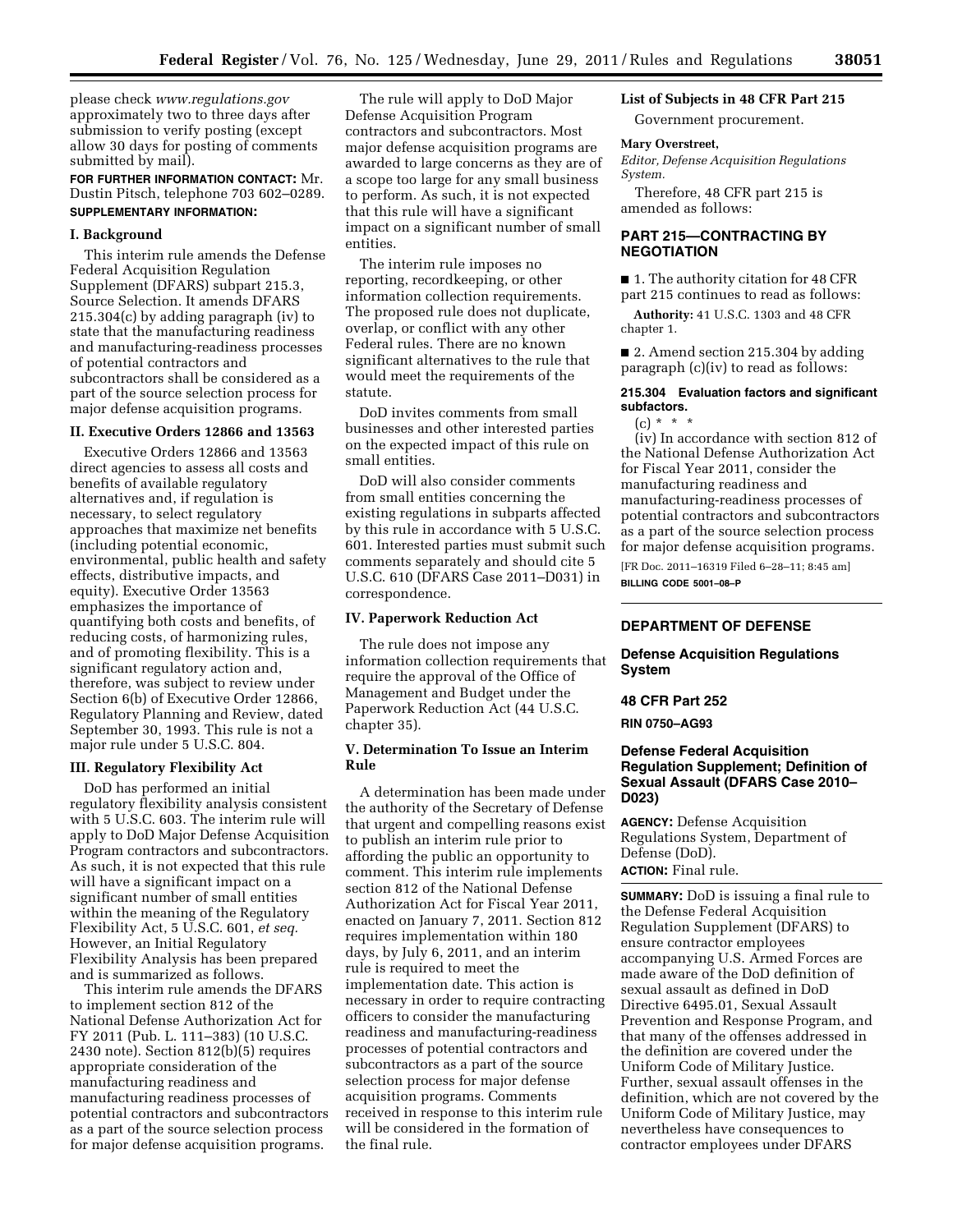please check *www.regulations.gov* approximately two to three days after submission to verify posting (except allow 30 days for posting of comments submitted by mail).

**FOR FURTHER INFORMATION CONTACT:** Mr. Dustin Pitsch, telephone 703 602–0289.

**SUPPLEMENTARY INFORMATION:**

### I. Background

This interim rule amends the Defense Federal Acquisition Regulation Supplement (DFARS) subpart 215.3, Source Selection. It amends DFARS 215.304(c) by adding paragraph (iv) to state that the manufacturing readiness and manufacturing-readiness processes of potential contractors and subcontractors shall be considered as a part of the source selection process for major defense acquisition programs.

### II. Executive Orders 12866 and 13563

Executive Orders 12866 and 13563 direct agencies to assess all costs and benefits of available regulatory alternatives and, if regulation is necessary, to select regulatory approaches that maximize net benefits (including potential economic, environmental, public health and safety effects, distributive impacts, and equity). Executive Order 13563 emphasizes the importance of quantifying both costs and benefits, of reducing costs, of harmonizing rules, and of promoting flexibility. This is a significant regulatory action and, therefore, was subject to review under Section 6(b) of Executive Order 12866, Regulatory Planning and Review, dated September 30, 1993. This rule is not a major rule under 5 U.S.C. 804.

### III. Regulatory Flexibility Act

DoD has performed an initial regulatory flexibility analysis consistent with 5 U.S.C. 603. The interim rule will apply to DoD Major Defense Acquisition Program contractors and subcontractors. As such, it is not expected that this rule will have a significant impact on a significant number of small entities within the meaning of the Regulatory Flexibility Act, 5 U.S.C. 601, *et seq.* However, an Initial Regulatory Flexibility Analysis has been prepared and is summarized as follows.

This interim rule amends the DFARS to implement section 812 of the National Defense Authorization Act for FY 2011 (Pub. L. 111–383) (10 U.S.C. 2430 note). Section 812(b)(5) requires appropriate consideration of the manufacturing readiness and manufacturing readiness processes of potential contractors and subcontractors as a part of the source selection process for major defense acquisition programs.

The rule will apply to DoD Major Defense Acquisition Program contractors and subcontractors. Most major defense acquisition programs are awarded to large concerns as they are of a scope too large for any small business to perform. As such, it is not expected that this rule will have a significant impact on a significant number of small entities.

The interim rule imposes no reporting, recordkeeping, or other information collection requirements. The proposed rule does not duplicate, overlap, or conflict with any other Federal rules. There are no known significant alternatives to the rule that would meet the requirements of the statute.

DoD invites comments from small businesses and other interested parties on the expected impact of this rule on small entities.

DoD will also consider comments from small entities concerning the existing regulations in subparts affected by this rule in accordance with 5 U.S.C. 601. Interested parties must submit such comments separately and should cite 5 U.S.C. 610 (DFARS Case 2011–D031) in correspondence.

### IV. Paperwork Reduction Act

The rule does not impose any information collection requirements that require the approval of the Office of Management and Budget under the Paperwork Reduction Act (44 U.S.C. chapter 35).

### V. Determination To Issue an Interim Rule

A determination has been made under the authority of the Secretary of Defense that urgent and compelling reasons exist to publish an interim rule prior to affording the public an opportunity to comment. This interim rule implements section 812 of the National Defense Authorization Act for Fiscal Year 2011, enacted on January 7, 2011. Section 812 requires implementation within 180 days, by July 6, 2011, and an interim rule is required to meet the implementation date. This action is necessary in order to require contracting officers to consider the manufacturing readiness and manufacturing-readiness processes of potential contractors and subcontractors as a part of the source selection process for major defense acquisition programs. Comments received in response to this interim rule will be considered in the formation of the final rule.

### List of Subjects in 48 CFR Part 215

Government procurement.

**Mary Overstreet,**

*Editor, Defense Acquisition Regulations System.*

Therefore, 48 CFR part 215 is amended as follows:

## PART 215—CONTRACTING BY NEGOTIATION

■ 1. The authority citation for 48 CFR part 215 continues to read as follows:

**Authority:** 41 U.S.C. 1303 and 48 CFR chapter 1.

■ 2. Amend section 215.304 by adding paragraph (c)(iv) to read as follows:

#### 215.304 Evaluation factors and significant subfactors.

(c) * * *

(iv) In accordance with section 812 of the National Defense Authorization Act for Fiscal Year 2011, consider the manufacturing readiness and manufacturing-readiness processes of potential contractors and subcontractors as a part of the source selection process for major defense acquisition programs.

[FR Doc. 2011–16319 Filed 6–28–11; 8:45 am]

**BILLING CODE 5001–08–P**

---

## DEPARTMENT OF DEFENSE

### Defense Acquisition Regulations System

### 48 CFR Part 252

**RIN 0750–AG93**

### Defense Federal Acquisition Regulation Supplement; Definition of Sexual Assault (DFARS Case 2010–D023)

**AGENCY:** Defense Acquisition Regulations System, Department of Defense (DoD).

**ACTION:** Final rule.

**SUMMARY:** DoD is issuing a final rule to the Defense Federal Acquisition Regulation Supplement (DFARS) to ensure contractor employees accompanying U.S. Armed Forces are made aware of the DoD definition of sexual assault as defined in DoD Directive 6495.01, Sexual Assault Prevention and Response Program, and that many of the offenses addressed in the definition are covered under the Uniform Code of Military Justice. Further, sexual assault offenses in the definition, which are not covered by the Uniform Code of Military Justice, may nevertheless have consequences to contractor employees under DFARS